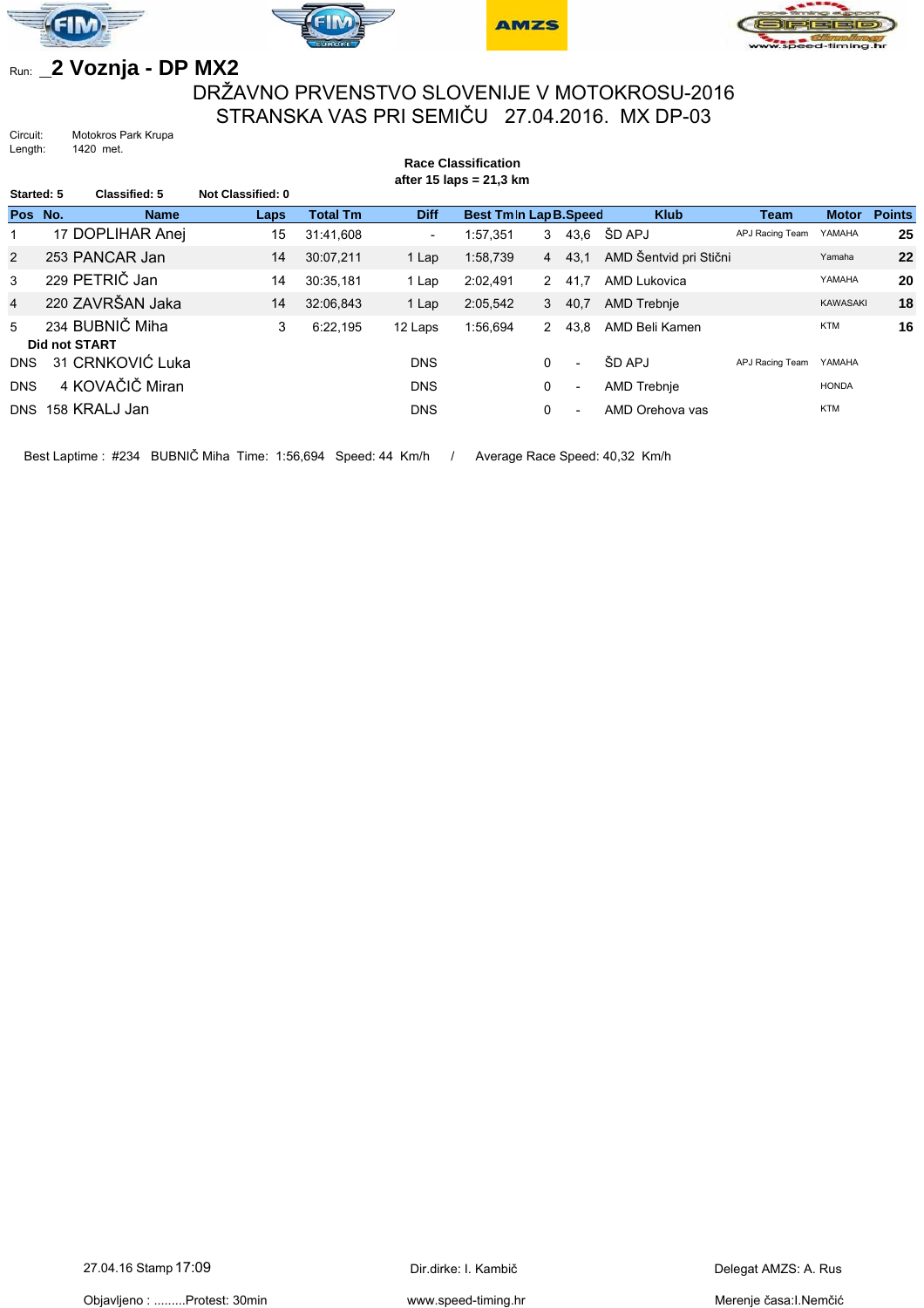Run: **_2 Voznja - DP MX2**

## DRŽAVNO PRVENSTVO SLOVENIJE V MOTOKROSU-2016
## STRANSKA VAS PRI SEMIČU 27.04.2016. MX DP-03

Circuit: Motokros Park Krupa
Length: 1420 met.

**Race Classification**
**after 15 laps = 21,3 km**

**Started: 5** **Classified: 5** **Not Classified: 0**

| Pos | No. | Name | Laps | Total Tm | Diff | Best Tm | In Lap | B.Speed | Klub | Team | Motor | Points |
|---|---|---|---|---|---|---|---|---|---|---|---|---|
| 1 | 17 | DOPLIHAR Anej | 15 | 31:41,608 | - | 1:57,351 | 3 | 43,6 | ŠD APJ | APJ Racing Team | YAMAHA | **25** |
| 2 | 253 | PANCAR Jan | 14 | 30:07,211 | 1 Lap | 1:58,739 | 4 | 43,1 | AMD Šentvid pri Stični | | Yamaha | **22** |
| 3 | 229 | PETRIČ Jan | 14 | 30:35,181 | 1 Lap | 2:02,491 | 2 | 41,7 | AMD Lukovica | | YAMAHA | **20** |
| 4 | 220 | ZAVRŠAN Jaka | 14 | 32:06,843 | 1 Lap | 2:05,542 | 3 | 40,7 | AMD Trebnje | | KAWASAKI | **18** |
| 5 | 234 | BUBNIČ Miha | 3 | 6:22,195 | 12 Laps | 1:56,694 | 2 | 43,8 | AMD Beli Kamen | | KTM | **16** |
| **Did not START** | | | | | | | | | | | | |
| DNS | 31 | CRNKOVIĆ Luka | | | DNS | | 0 | - | ŠD APJ | APJ Racing Team | YAMAHA | |
| DNS | 4 | KOVAČIČ Miran | | | DNS | | 0 | - | AMD Trebnje | | HONDA | |
| DNS | 158 | KRALJ Jan | | | DNS | | 0 | - | AMD Orehova vas | | KTM | |

Best Laptime : #234 BUBNIČ Miha Time: 1:56,694 Speed: 44 Km/h / Average Race Speed: 40,32 Km/h

27.04.16 Stamp 17:09 | Dir.dirke: I. Kambič | Delegat AMZS: A. Rus

Objavljeno : .........Protest: 30min | www.speed-timing.hr | Merenje časa:I.Nemčić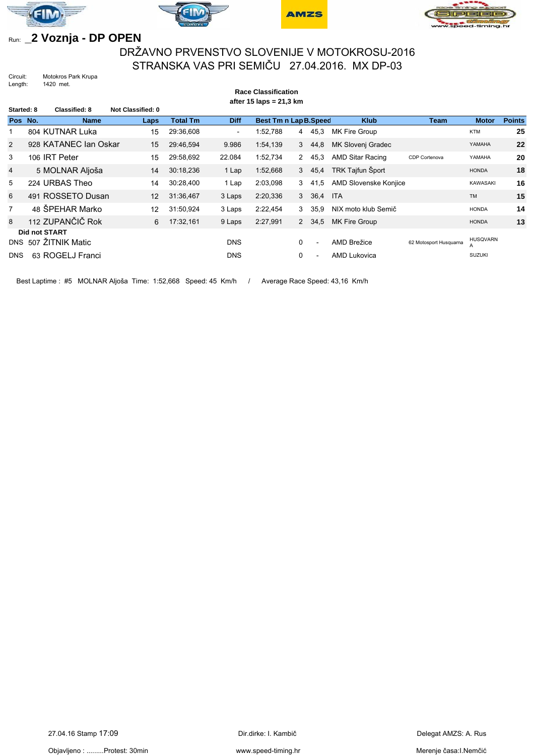Run: **_2 Voznja - DP OPEN**

## DRŽAVNO PRVENSTVO SLOVENIJE V MOTOKROSU-2016
## STRANSKA VAS PRI SEMIČU 27.04.2016. MX DP-03

Circuit: Motokros Park Krupa
Length: 1420 met.

**Race Classification**
**after 15 laps = 21,3 km**

**Started: 8** **Classified: 8** **Not Classified: 0**

| Pos | No. | Name | Laps | Total Tm | Diff | Best Tm | n Lap | B.Speed | Klub | Team | Motor | Points |
|---|---|---|---|---|---|---|---|---|---|---|---|---|
| 1 | 804 | KUTNAR Luka | 15 | 29:36,608 | - | 1:52,788 | 4 | 45,3 | MK Fire Group | | KTM | 25 |
| 2 | 928 | KATANEC Ian Oskar | 15 | 29:46,594 | 9.986 | 1:54,139 | 3 | 44,8 | MK Slovenj Gradec | | YAMAHA | 22 |
| 3 | 106 | IRT Peter | 15 | 29:58,692 | 22.084 | 1:52,734 | 2 | 45,3 | AMD Sitar Racing | CDP Cortenova | YAMAHA | 20 |
| 4 | 5 | MOLNAR Aljoša | 14 | 30:18,236 | 1 Lap | 1:52,668 | 3 | 45,4 | TRK Tajfun Šport | | HONDA | 18 |
| 5 | 224 | URBAS Theo | 14 | 30:28,400 | 1 Lap | 2:03,098 | 3 | 41,5 | AMD Slovenske Konjice | | KAWASAKI | 16 |
| 6 | 491 | ROSSETO Dusan | 12 | 31:36,467 | 3 Laps | 2:20,336 | 3 | 36,4 | ITA | | TM | 15 |
| 7 | 48 | ŠPEHAR Marko | 12 | 31:50,924 | 3 Laps | 2:22,454 | 3 | 35,9 | NIX moto klub Semič | | HONDA | 14 |
| 8 | 112 | ZUPANČIČ Rok | 6 | 17:32,161 | 9 Laps | 2:27,991 | 2 | 34,5 | MK Fire Group | | HONDA | 13 |
| **Did not START** | | | | | | | | | | | | |
| DNS | 507 | ŽITNIK Matic | | | DNS | | 0 | - | AMD Brežice | 62 Motosport Husquarna | HUSQVARNA | |
| DNS | 63 | ROGELJ Franci | | | DNS | | 0 | - | AMD Lukovica | | SUZUKI | |

Best Laptime : #5 MOLNAR Aljoša Time: 1:52,668 Speed: 45 Km/h / Average Race Speed: 43,16 Km/h

27.04.16 Stamp 17:09 Dir.dirke: I. Kambič Delegat AMZS: A. Rus

Objavljeno : .........Protest: 30min www.speed-timing.hr Merenje časa:I.Nemčić